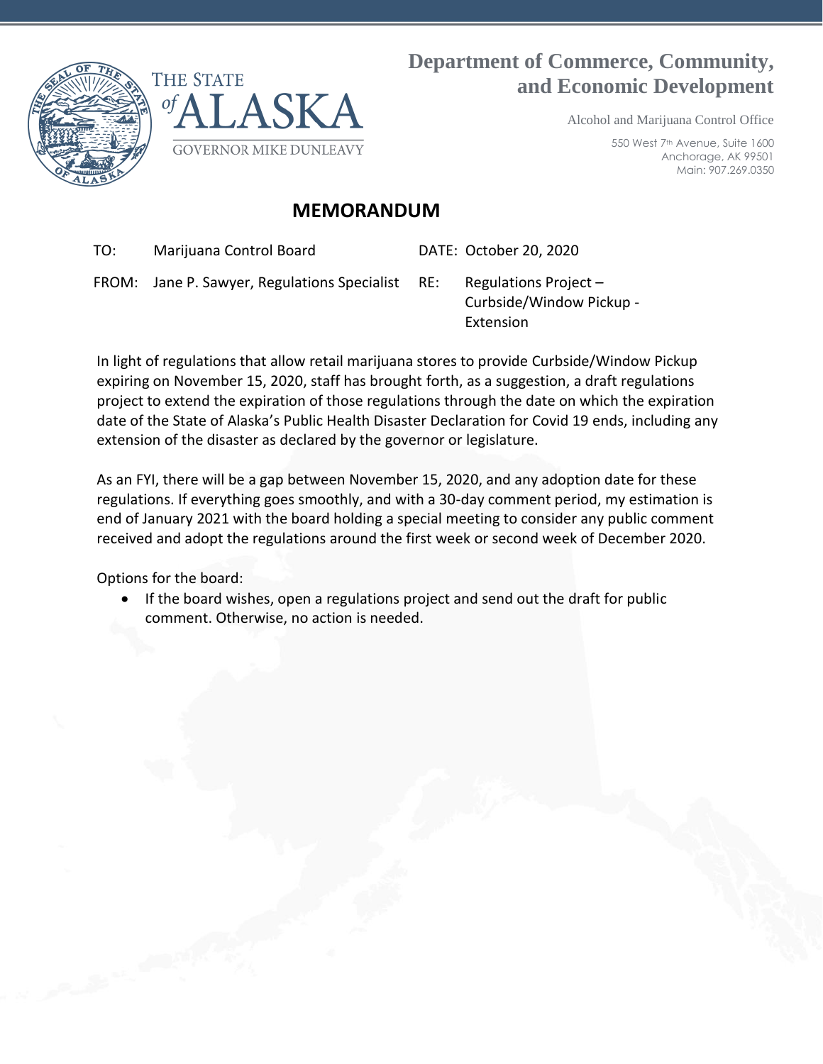THE STATE *of* ALASKA

GOVERNOR MIKE DUNLEAVY

**Department of Commerce, Community, and Economic Development**

Alcohol and Marijuana Control Office

550 West 7th Avenue, Suite 1600
Anchorage, AK 99501
Main: 907.269.0350

# MEMORANDUM

| | | | |
|---|---|---|---|
| TO: | Marijuana Control Board | DATE: | October 20, 2020 |
| FROM: | Jane P. Sawyer, Regulations Specialist | RE: | Regulations Project – Curbside/Window Pickup - Extension |

In light of regulations that allow retail marijuana stores to provide Curbside/Window Pickup expiring on November 15, 2020, staff has brought forth, as a suggestion, a draft regulations project to extend the expiration of those regulations through the date on which the expiration date of the State of Alaska's Public Health Disaster Declaration for Covid 19 ends, including any extension of the disaster as declared by the governor or legislature.

As an FYI, there will be a gap between November 15, 2020, and any adoption date for these regulations. If everything goes smoothly, and with a 30-day comment period, my estimation is end of January 2021 with the board holding a special meeting to consider any public comment received and adopt the regulations around the first week or second week of December 2020.

Options for the board:

- If the board wishes, open a regulations project and send out the draft for public comment. Otherwise, no action is needed.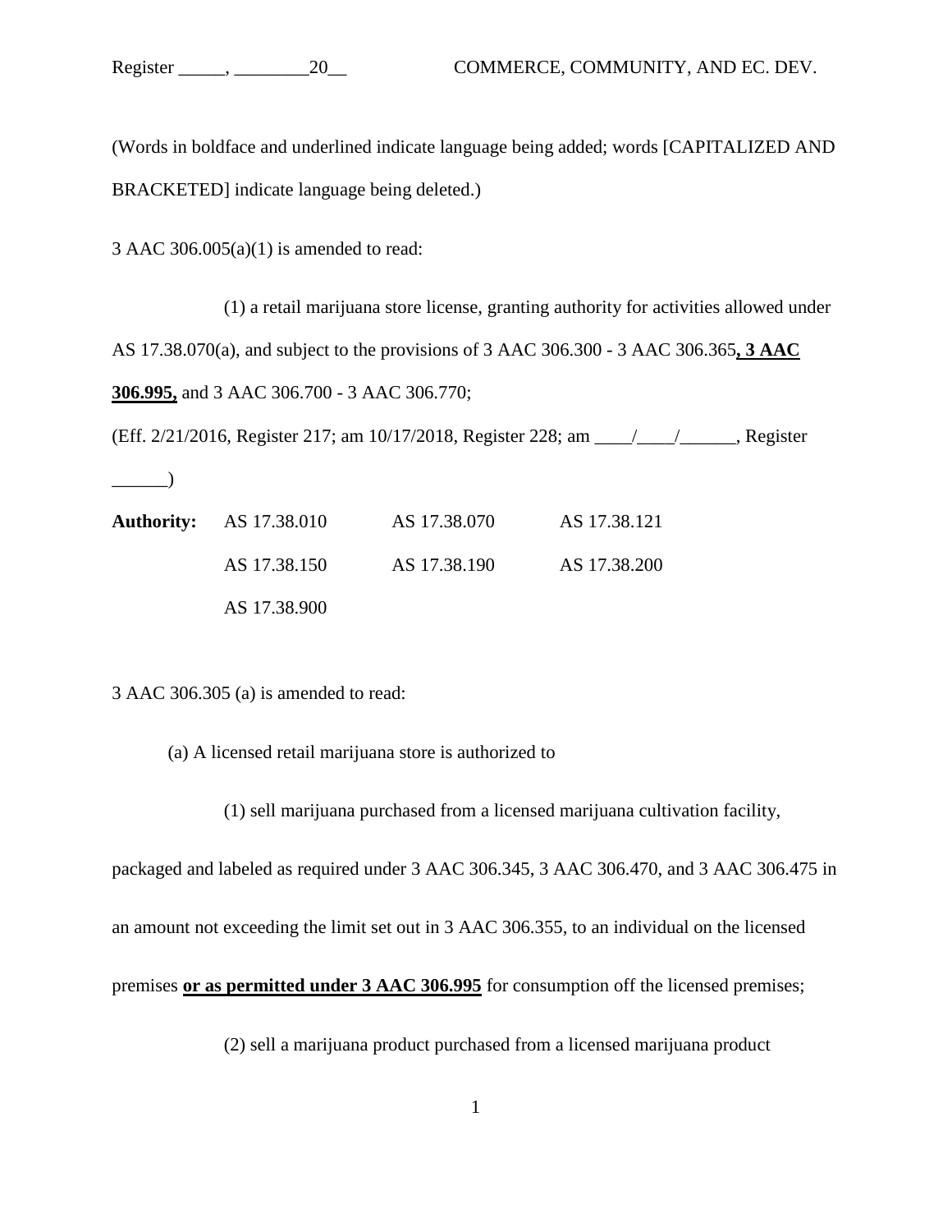(Words in boldface and underlined indicate language being added; words [CAPITALIZED AND BRACKETED] indicate language being deleted.)

3 AAC 306.005(a)(1) is amended to read:

(1) a retail marijuana store license, granting authority for activities allowed under AS 17.38.070(a), and subject to the provisions of 3 AAC 306.300 - 3 AAC 306.365**<u>, 3 AAC 306.995,</u>** and 3 AAC 306.700 - 3 AAC 306.770;

(Eff. 2/21/2016, Register 217; am 10/17/2018, Register 228; am ____/____/______, Register ______)

| **Authority:** | AS 17.38.010 | AS 17.38.070 | AS 17.38.121 |
|---|---|---|---|
| | AS 17.38.150 | AS 17.38.190 | AS 17.38.200 |
| | AS 17.38.900 | | |

3 AAC 306.305 (a) is amended to read:

(a) A licensed retail marijuana store is authorized to

(1) sell marijuana purchased from a licensed marijuana cultivation facility, packaged and labeled as required under 3 AAC 306.345, 3 AAC 306.470, and 3 AAC 306.475 in an amount not exceeding the limit set out in 3 AAC 306.355, to an individual on the licensed premises **<u>or as permitted under 3 AAC 306.995</u>** for consumption off the licensed premises;

(2) sell a marijuana product purchased from a licensed marijuana product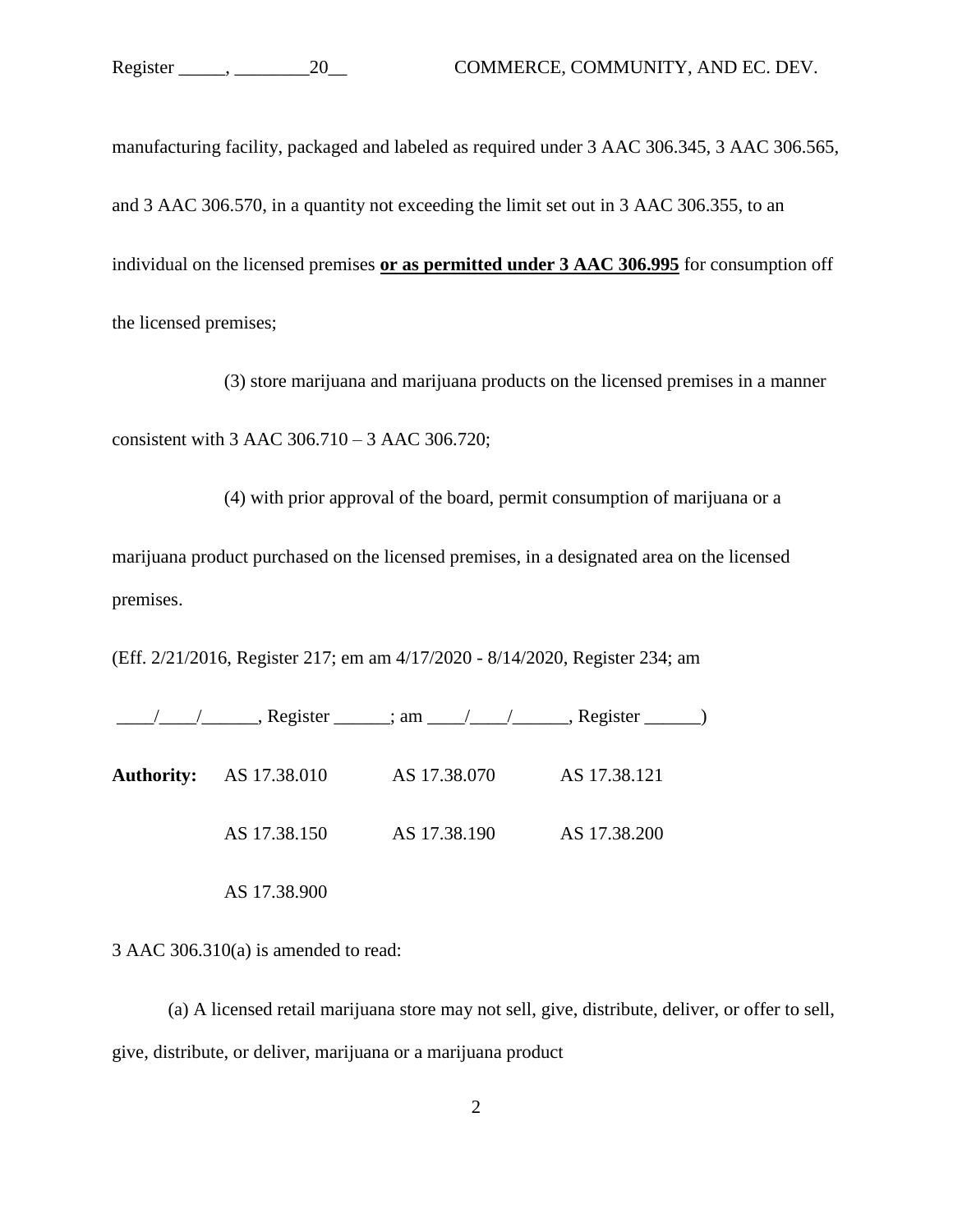manufacturing facility, packaged and labeled as required under 3 AAC 306.345, 3 AAC 306.565, and 3 AAC 306.570, in a quantity not exceeding the limit set out in 3 AAC 306.355, to an individual on the licensed premises **<u>or as permitted under 3 AAC 306.995</u>** for consumption off the licensed premises;

(3) store marijuana and marijuana products on the licensed premises in a manner consistent with 3 AAC 306.710 – 3 AAC 306.720;

(4) with prior approval of the board, permit consumption of marijuana or a marijuana product purchased on the licensed premises, in a designated area on the licensed premises.

(Eff. 2/21/2016, Register 217; em am 4/17/2020 - 8/14/2020, Register 234; am ____/____/______, Register ______; am ____/____/______, Register ______)

**Authority:** AS 17.38.010 AS 17.38.070 AS 17.38.121

AS 17.38.150 AS 17.38.190 AS 17.38.200

AS 17.38.900

3 AAC 306.310(a) is amended to read:

(a) A licensed retail marijuana store may not sell, give, distribute, deliver, or offer to sell, give, distribute, or deliver, marijuana or a marijuana product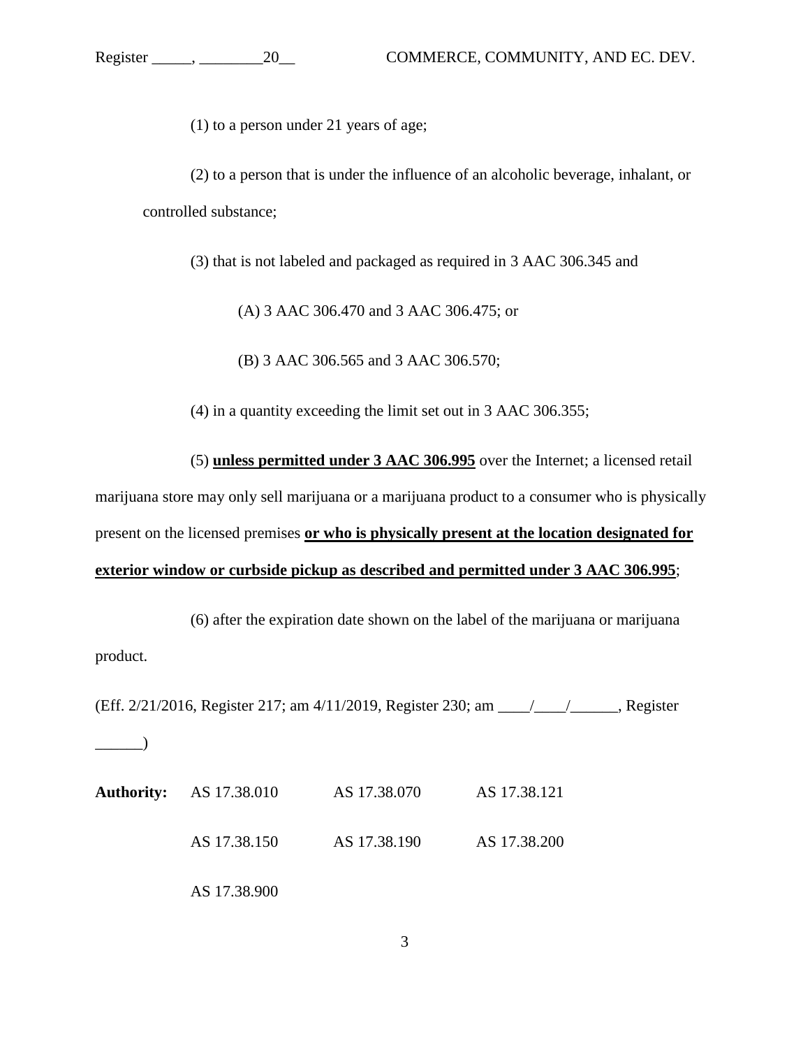(1) to a person under 21 years of age;

(2) to a person that is under the influence of an alcoholic beverage, inhalant, or controlled substance;

(3) that is not labeled and packaged as required in 3 AAC 306.345 and

(A) 3 AAC 306.470 and 3 AAC 306.475; or

(B) 3 AAC 306.565 and 3 AAC 306.570;

(4) in a quantity exceeding the limit set out in 3 AAC 306.355;

(5) **unless permitted under 3 AAC 306.995** over the Internet; a licensed retail marijuana store may only sell marijuana or a marijuana product to a consumer who is physically present on the licensed premises **or who is physically present at the location designated for exterior window or curbside pickup as described and permitted under 3 AAC 306.995**;

(6) after the expiration date shown on the label of the marijuana or marijuana product.

(Eff. 2/21/2016, Register 217; am 4/11/2019, Register 230; am \_\_\_\_/\_\_\_\_/\_\_\_\_\_\_, Register \_\_\_\_\_\_)

| **Authority:** | AS 17.38.010 | AS 17.38.070 | AS 17.38.121 |
|---|---|---|---|
| | AS 17.38.150 | AS 17.38.190 | AS 17.38.200 |
| | AS 17.38.900 | | |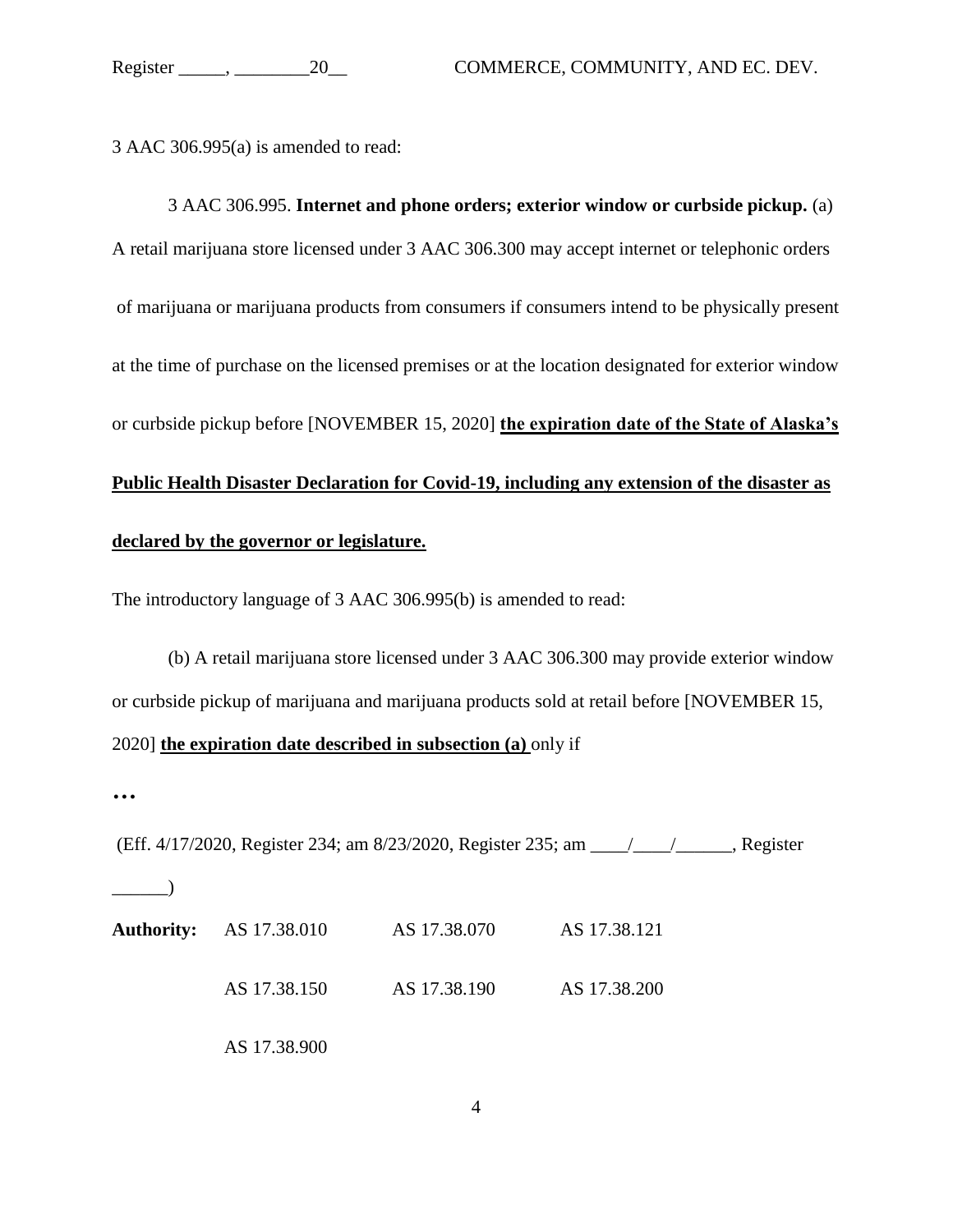3 AAC 306.995(a) is amended to read:

3 AAC 306.995. **Internet and phone orders; exterior window or curbside pickup.** (a) A retail marijuana store licensed under 3 AAC 306.300 may accept internet or telephonic orders of marijuana or marijuana products from consumers if consumers intend to be physically present at the time of purchase on the licensed premises or at the location designated for exterior window or curbside pickup before [NOVEMBER 15, 2020] **<u>the expiration date of the State of Alaska's Public Health Disaster Declaration for Covid-19, including any extension of the disaster as declared by the governor or legislature.</u>**

The introductory language of 3 AAC 306.995(b) is amended to read:

(b) A retail marijuana store licensed under 3 AAC 306.300 may provide exterior window or curbside pickup of marijuana and marijuana products sold at retail before [NOVEMBER 15, 2020] **<u>the expiration date described in subsection (a)</u>** only if

**…**

(Eff. 4/17/2020, Register 234; am 8/23/2020, Register 235; am \_\_\_\_/\_\_\_\_/\_\_\_\_\_\_, Register \_\_\_\_\_\_)

| | | | |
|---|---|---|---|
| **Authority:** | AS 17.38.010 | AS 17.38.070 | AS 17.38.121 |
| | AS 17.38.150 | AS 17.38.190 | AS 17.38.200 |
| | AS 17.38.900 | | |